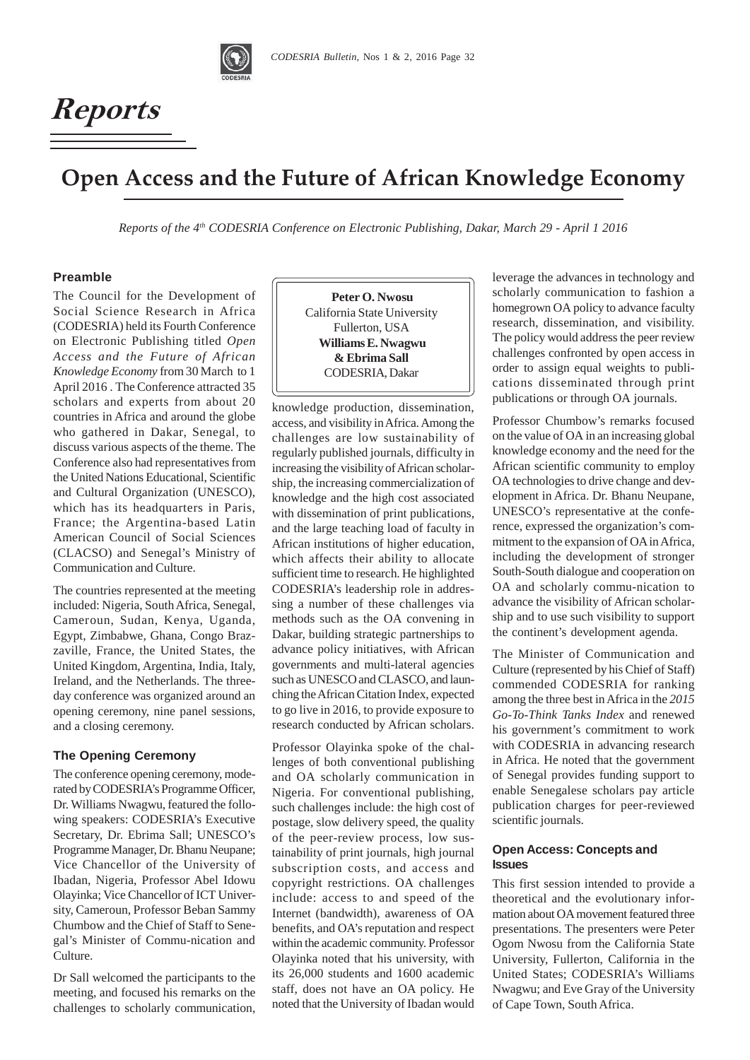# Reports

## Open Access and the Future of African Knowledge Economy

*Reports of the 4th CODESRIA Conference on Electronic Publishing, Dakar, March 29 - April 1 2016*

**Peter O. Nwosu**
California State University
Fullerton, USA

**Williams E. Nwagwu & Ebrima Sall**
CODESRIA, Dakar

### Preamble

The Council for the Development of Social Science Research in Africa (CODESRIA) held its Fourth Conference on Electronic Publishing titled *Open Access and the Future of African Knowledge Economy* from 30 March to 1 April 2016 . The Conference attracted 35 scholars and experts from about 20 countries in Africa and around the globe who gathered in Dakar, Senegal, to discuss various aspects of the theme. The Conference also had representatives from the United Nations Educational, Scientific and Cultural Organization (UNESCO), which has its headquarters in Paris, France; the Argentina-based Latin American Council of Social Sciences (CLACSO) and Senegal's Ministry of Communication and Culture.

The countries represented at the meeting included: Nigeria, South Africa, Senegal, Cameroun, Sudan, Kenya, Uganda, Egypt, Zimbabwe, Ghana, Congo Brazzaville, France, the United States, the United Kingdom, Argentina, India, Italy, Ireland, and the Netherlands. The three-day conference was organized around an opening ceremony, nine panel sessions, and a closing ceremony.

### The Opening Ceremony

The conference opening ceremony, moderated by CODESRIA's Programme Officer, Dr. Williams Nwagwu, featured the following speakers: CODESRIA's Executive Secretary, Dr. Ebrima Sall; UNESCO's Programme Manager, Dr. Bhanu Neupane; Vice Chancellor of the University of Ibadan, Nigeria, Professor Abel Idowu Olayinka; Vice Chancellor of ICT University, Cameroun, Professor Beban Sammy Chumbow and the Chief of Staff to Senegal's Minister of Commu-nication and Culture.

Dr Sall welcomed the participants to the meeting, and focused his remarks on the challenges to scholarly communication, knowledge production, dissemination, access, and visibility in Africa. Among the challenges are low sustainability of regularly published journals, difficulty in increasing the visibility of African scholarship, the increasing commercialization of knowledge and the high cost associated with dissemination of print publications, and the large teaching load of faculty in African institutions of higher education, which affects their ability to allocate sufficient time to research. He highlighted CODESRIA's leadership role in addressing a number of these challenges via methods such as the OA convening in Dakar, building strategic partnerships to advance policy initiatives, with African governments and multi-lateral agencies such as UNESCO and CLASCO, and launching the African Citation Index, expected to go live in 2016, to provide exposure to research conducted by African scholars.

Professor Olayinka spoke of the challenges of both conventional publishing and OA scholarly communication in Nigeria. For conventional publishing, such challenges include: the high cost of postage, slow delivery speed, the quality of the peer-review process, low sustainability of print journals, high journal subscription costs, and access and copyright restrictions. OA challenges include: access to and speed of the Internet (bandwidth), awareness of OA benefits, and OA's reputation and respect within the academic community. Professor Olayinka noted that his university, with its 26,000 students and 1600 academic staff, does not have an OA policy. He noted that the University of Ibadan would leverage the advances in technology and scholarly communication to fashion a homegrown OA policy to advance faculty research, dissemination, and visibility. The policy would address the peer review challenges confronted by open access in order to assign equal weights to publications disseminated through print publications or through OA journals.

Professor Chumbow's remarks focused on the value of OA in an increasing global knowledge economy and the need for the African scientific community to employ OA technologies to drive change and development in Africa. Dr. Bhanu Neupane, UNESCO's representative at the conference, expressed the organization's commitment to the expansion of OA in Africa, including the development of stronger South-South dialogue and cooperation on OA and scholarly commu-nication to advance the visibility of African scholarship and to use such visibility to support the continent's development agenda.

The Minister of Communication and Culture (represented by his Chief of Staff) commended CODESRIA for ranking among the three best in Africa in the *2015 Go-To-Think Tanks Index* and renewed his government's commitment to work with CODESRIA in advancing research in Africa. He noted that the government of Senegal provides funding support to enable Senegalese scholars pay article publication charges for peer-reviewed scientific journals.

### Open Access: Concepts and Issues

This first session intended to provide a theoretical and the evolutionary information about OA movement featured three presentations. The presenters were Peter Ogom Nwosu from the California State University, Fullerton, California in the United States; CODESRIA's Williams Nwagwu; and Eve Gray of the University of Cape Town, South Africa.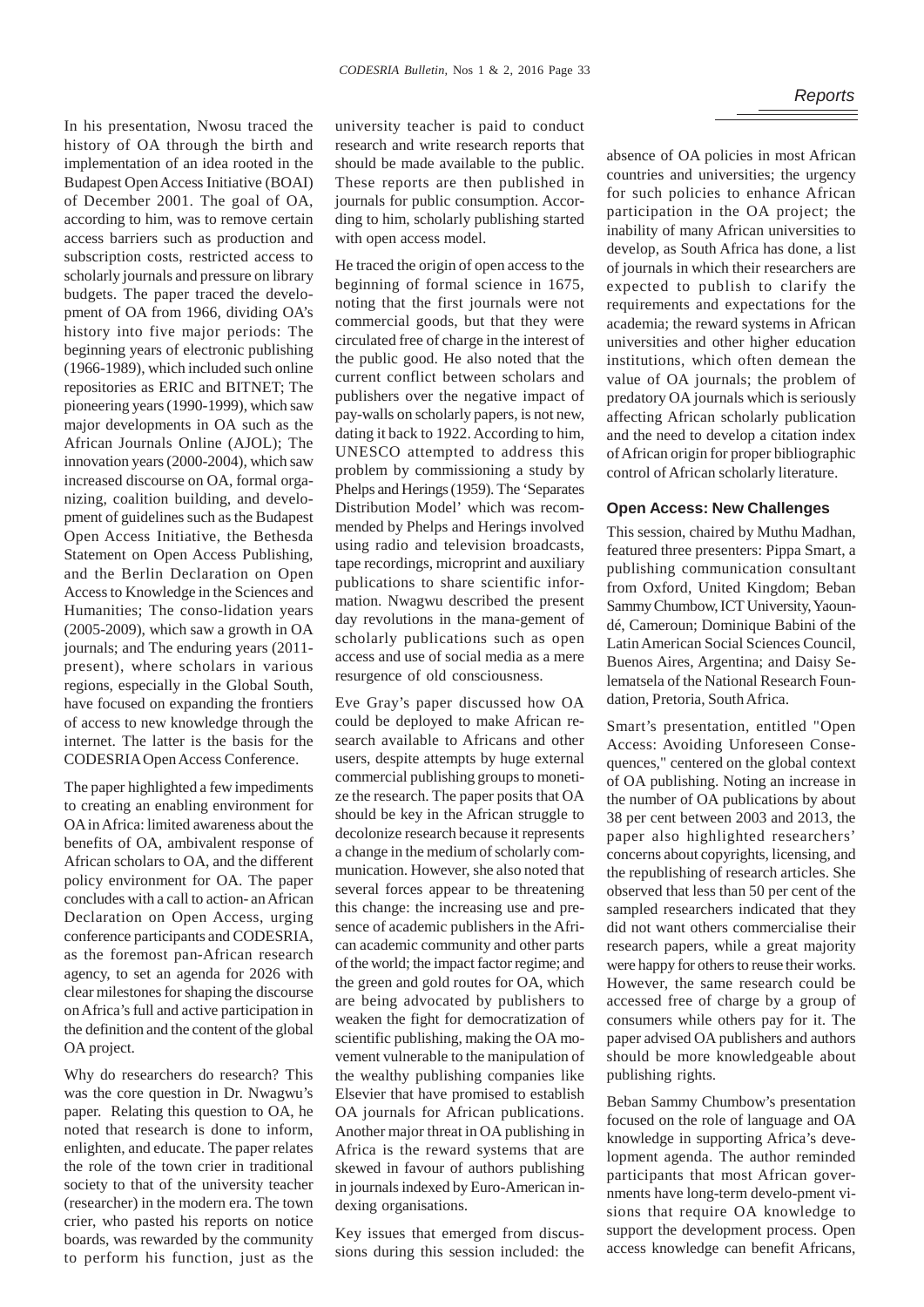In his presentation, Nwosu traced the history of OA through the birth and implementation of an idea rooted in the Budapest Open Access Initiative (BOAI) of December 2001. The goal of OA, according to him, was to remove certain access barriers such as production and subscription costs, restricted access to scholarly journals and pressure on library budgets. The paper traced the development of OA from 1966, dividing OA's history into five major periods: The beginning years of electronic publishing (1966-1989), which included such online repositories as ERIC and BITNET; The pioneering years (1990-1999), which saw major developments in OA such as the African Journals Online (AJOL); The innovation years (2000-2004), which saw increased discourse on OA, formal organizing, coalition building, and development of guidelines such as the Budapest Open Access Initiative, the Bethesda Statement on Open Access Publishing, and the Berlin Declaration on Open Access to Knowledge in the Sciences and Humanities; The conso-lidation years (2005-2009), which saw a growth in OA journals; and The enduring years (2011-present), where scholars in various regions, especially in the Global South, have focused on expanding the frontiers of access to new knowledge through the internet. The latter is the basis for the CODESRIA Open Access Conference.

The paper highlighted a few impediments to creating an enabling environment for OA in Africa: limited awareness about the benefits of OA, ambivalent response of African scholars to OA, and the different policy environment for OA. The paper concludes with a call to action- an African Declaration on Open Access, urging conference participants and CODESRIA, as the foremost pan-African research agency, to set an agenda for 2026 with clear milestones for shaping the discourse on Africa's full and active participation in the definition and the content of the global OA project.

Why do researchers do research? This was the core question in Dr. Nwagwu's paper. Relating this question to OA, he noted that research is done to inform, enlighten, and educate. The paper relates the role of the town crier in traditional society to that of the university teacher (researcher) in the modern era. The town crier, who pasted his reports on notice boards, was rewarded by the community to perform his function, just as the university teacher is paid to conduct research and write research reports that should be made available to the public. These reports are then published in journals for public consumption. According to him, scholarly publishing started with open access model.

He traced the origin of open access to the beginning of formal science in 1675, noting that the first journals were not commercial goods, but that they were circulated free of charge in the interest of the public good. He also noted that the current conflict between scholars and publishers over the negative impact of pay-walls on scholarly papers, is not new, dating it back to 1922. According to him, UNESCO attempted to address this problem by commissioning a study by Phelps and Herings (1959). The 'Separates Distribution Model' which was recommended by Phelps and Herings involved using radio and television broadcasts, tape recordings, microprint and auxiliary publications to share scientific information. Nwagwu described the present day revolutions in the mana-gement of scholarly publications such as open access and use of social media as a mere resurgence of old consciousness.

Eve Gray's paper discussed how OA could be deployed to make African research available to Africans and other users, despite attempts by huge external commercial publishing groups to monetize the research. The paper posits that OA should be key in the African struggle to decolonize research because it represents a change in the medium of scholarly communication. However, she also noted that several forces appear to be threatening this change: the increasing use and presence of academic publishers in the African academic community and other parts of the world; the impact factor regime; and the green and gold routes for OA, which are being advocated by publishers to weaken the fight for democratization of scientific publishing, making the OA movement vulnerable to the manipulation of the wealthy publishing companies like Elsevier that have promised to establish OA journals for African publications. Another major threat in OA publishing in Africa is the reward systems that are skewed in favour of authors publishing in journals indexed by Euro-American indexing organisations.

Key issues that emerged from discussions during this session included: the absence of OA policies in most African countries and universities; the urgency for such policies to enhance African participation in the OA project; the inability of many African universities to develop, as South Africa has done, a list of journals in which their researchers are expected to publish to clarify the requirements and expectations for the academia; the reward systems in African universities and other higher education institutions, which often demean the value of OA journals; the problem of predatory OA journals which is seriously affecting African scholarly publication and the need to develop a citation index of African origin for proper bibliographic control of African scholarly literature.

### Open Access: New Challenges

This session, chaired by Muthu Madhan, featured three presenters: Pippa Smart, a publishing communication consultant from Oxford, United Kingdom; Beban Sammy Chumbow, ICT University, Yaoundé, Cameroun; Dominique Babini of the Latin American Social Sciences Council, Buenos Aires, Argentina; and Daisy Selematsela of the National Research Foundation, Pretoria, South Africa.

Smart's presentation, entitled "Open Access: Avoiding Unforeseen Consequences," centered on the global context of OA publishing. Noting an increase in the number of OA publications by about 38 per cent between 2003 and 2013, the paper also highlighted researchers' concerns about copyrights, licensing, and the republishing of research articles. She observed that less than 50 per cent of the sampled researchers indicated that they did not want others commercialise their research papers, while a great majority were happy for others to reuse their works. However, the same research could be accessed free of charge by a group of consumers while others pay for it. The paper advised OA publishers and authors should be more knowledgeable about publishing rights.

Beban Sammy Chumbow's presentation focused on the role of language and OA knowledge in supporting Africa's development agenda. The author reminded participants that most African governments have long-term develo-pment visions that require OA knowledge to support the development process. Open access knowledge can benefit Africans,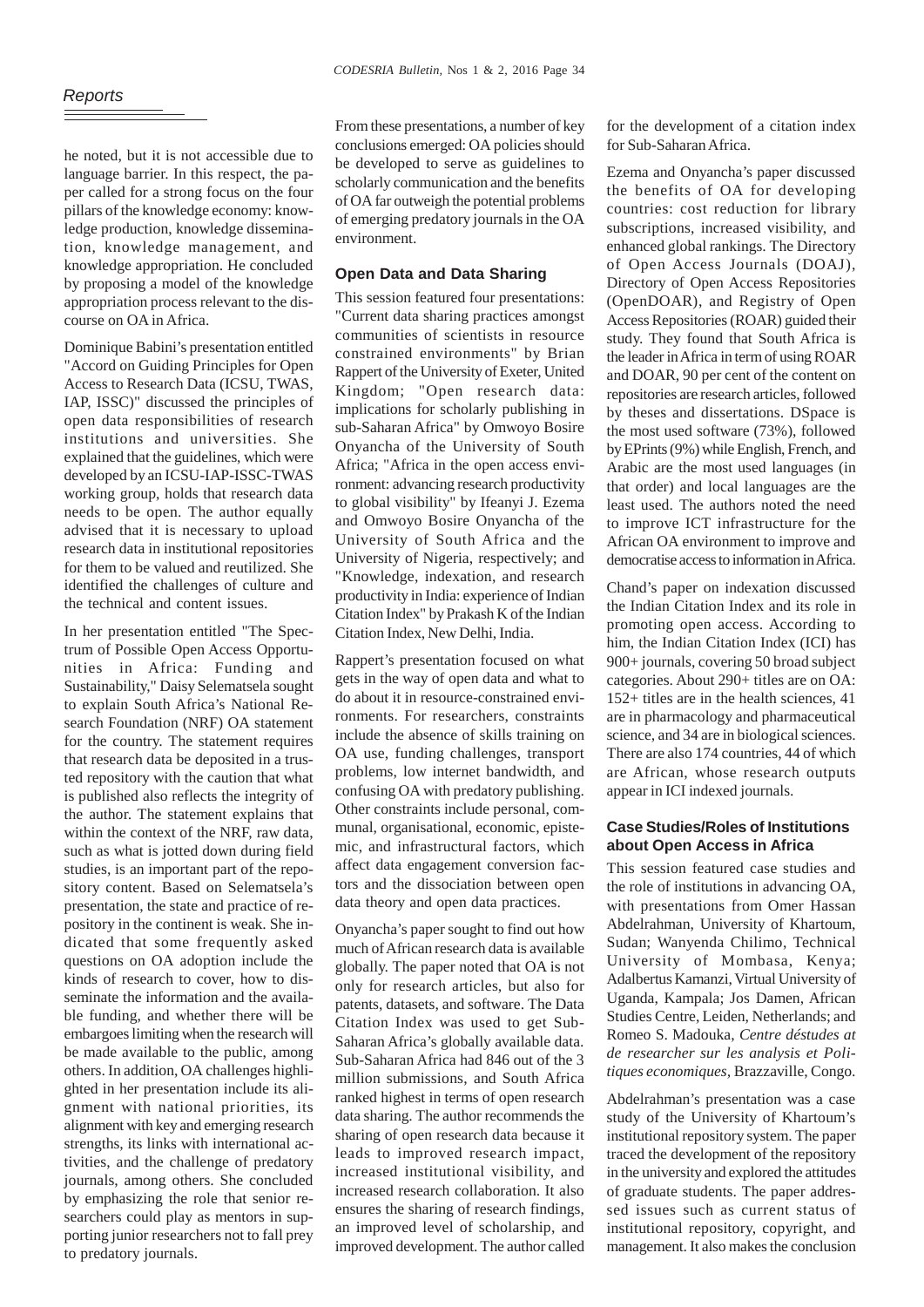he noted, but it is not accessible due to language barrier. In this respect, the paper called for a strong focus on the four pillars of the knowledge economy: knowledge production, knowledge dissemination, knowledge management, and knowledge appropriation. He concluded by proposing a model of the knowledge appropriation process relevant to the discourse on OA in Africa.

Dominique Babini's presentation entitled "Accord on Guiding Principles for Open Access to Research Data (ICSU, TWAS, IAP, ISSC)" discussed the principles of open data responsibilities of research institutions and universities. She explained that the guidelines, which were developed by an ICSU-IAP-ISSC-TWAS working group, holds that research data needs to be open. The author equally advised that it is necessary to upload research data in institutional repositories for them to be valued and reutilized. She identified the challenges of culture and the technical and content issues.

In her presentation entitled "The Spectrum of Possible Open Access Opportunities in Africa: Funding and Sustainability," Daisy Selematsela sought to explain South Africa's National Research Foundation (NRF) OA statement for the country. The statement requires that research data be deposited in a trusted repository with the caution that what is published also reflects the integrity of the author. The statement explains that within the context of the NRF, raw data, such as what is jotted down during field studies, is an important part of the repository content. Based on Selematsela's presentation, the state and practice of repository in the continent is weak. She indicated that some frequently asked questions on OA adoption include the kinds of research to cover, how to disseminate the information and the available funding, and whether there will be embargoes limiting when the research will be made available to the public, among others. In addition, OA challenges highlighted in her presentation include its alignment with national priorities, its alignment with key and emerging research strengths, its links with international activities, and the challenge of predatory journals, among others. She concluded by emphasizing the role that senior researchers could play as mentors in supporting junior researchers not to fall prey to predatory journals.

From these presentations, a number of key conclusions emerged: OA policies should be developed to serve as guidelines to scholarly communication and the benefits of OA far outweigh the potential problems of emerging predatory journals in the OA environment.

### Open Data and Data Sharing

This session featured four presentations: "Current data sharing practices amongst communities of scientists in resource constrained environments" by Brian Rappert of the University of Exeter, United Kingdom; "Open research data: implications for scholarly publishing in sub-Saharan Africa" by Omwoyo Bosire Onyancha of the University of South Africa; "Africa in the open access environment: advancing research productivity to global visibility" by Ifeanyi J. Ezema and Omwoyo Bosire Onyancha of the University of South Africa and the University of Nigeria, respectively; and "Knowledge, indexation, and research productivity in India: experience of Indian Citation Index" by Prakash K of the Indian Citation Index, New Delhi, India.

Rappert's presentation focused on what gets in the way of open data and what to do about it in resource-constrained environments. For researchers, constraints include the absence of skills training on OA use, funding challenges, transport problems, low internet bandwidth, and confusing OA with predatory publishing. Other constraints include personal, communal, organisational, economic, epistemic, and infrastructural factors, which affect data engagement conversion factors and the dissociation between open data theory and open data practices.

Onyancha's paper sought to find out how much of African research data is available globally. The paper noted that OA is not only for research articles, but also for patents, datasets, and software. The Data Citation Index was used to get Sub-Saharan Africa's globally available data. Sub-Saharan Africa had 846 out of the 3 million submissions, and South Africa ranked highest in terms of open research data sharing. The author recommends the sharing of open research data because it leads to improved research impact, increased institutional visibility, and increased research collaboration. It also ensures the sharing of research findings, an improved level of scholarship, and improved development. The author called for the development of a citation index for Sub-Saharan Africa.

Ezema and Onyancha's paper discussed the benefits of OA for developing countries: cost reduction for library subscriptions, increased visibility, and enhanced global rankings. The Directory of Open Access Journals (DOAJ), Directory of Open Access Repositories (OpenDOAR), and Registry of Open Access Repositories (ROAR) guided their study. They found that South Africa is the leader in Africa in term of using ROAR and DOAR, 90 per cent of the content on repositories are research articles, followed by theses and dissertations. DSpace is the most used software (73%), followed by EPrints (9%) while English, French, and Arabic are the most used languages (in that order) and local languages are the least used. The authors noted the need to improve ICT infrastructure for the African OA environment to improve and democratise access to information in Africa.

Chand's paper on indexation discussed the Indian Citation Index and its role in promoting open access. According to him, the Indian Citation Index (ICI) has 900+ journals, covering 50 broad subject categories. About 290+ titles are on OA: 152+ titles are in the health sciences, 41 are in pharmacology and pharmaceutical science, and 34 are in biological sciences. There are also 174 countries, 44 of which are African, whose research outputs appear in ICI indexed journals.

### Case Studies/Roles of Institutions about Open Access in Africa

This session featured case studies and the role of institutions in advancing OA, with presentations from Omer Hassan Abdelrahman, University of Khartoum, Sudan; Wanyenda Chilimo, Technical University of Mombasa, Kenya; Adalbertus Kamanzi, Virtual University of Uganda, Kampala; Jos Damen, African Studies Centre, Leiden, Netherlands; and Romeo S. Madouka, *Centre déstudes at de researcher sur les analysis et Politiques economiques*, Brazzaville, Congo.

Abdelrahman's presentation was a case study of the University of Khartoum's institutional repository system. The paper traced the development of the repository in the university and explored the attitudes of graduate students. The paper addressed issues such as current status of institutional repository, copyright, and management. It also makes the conclusion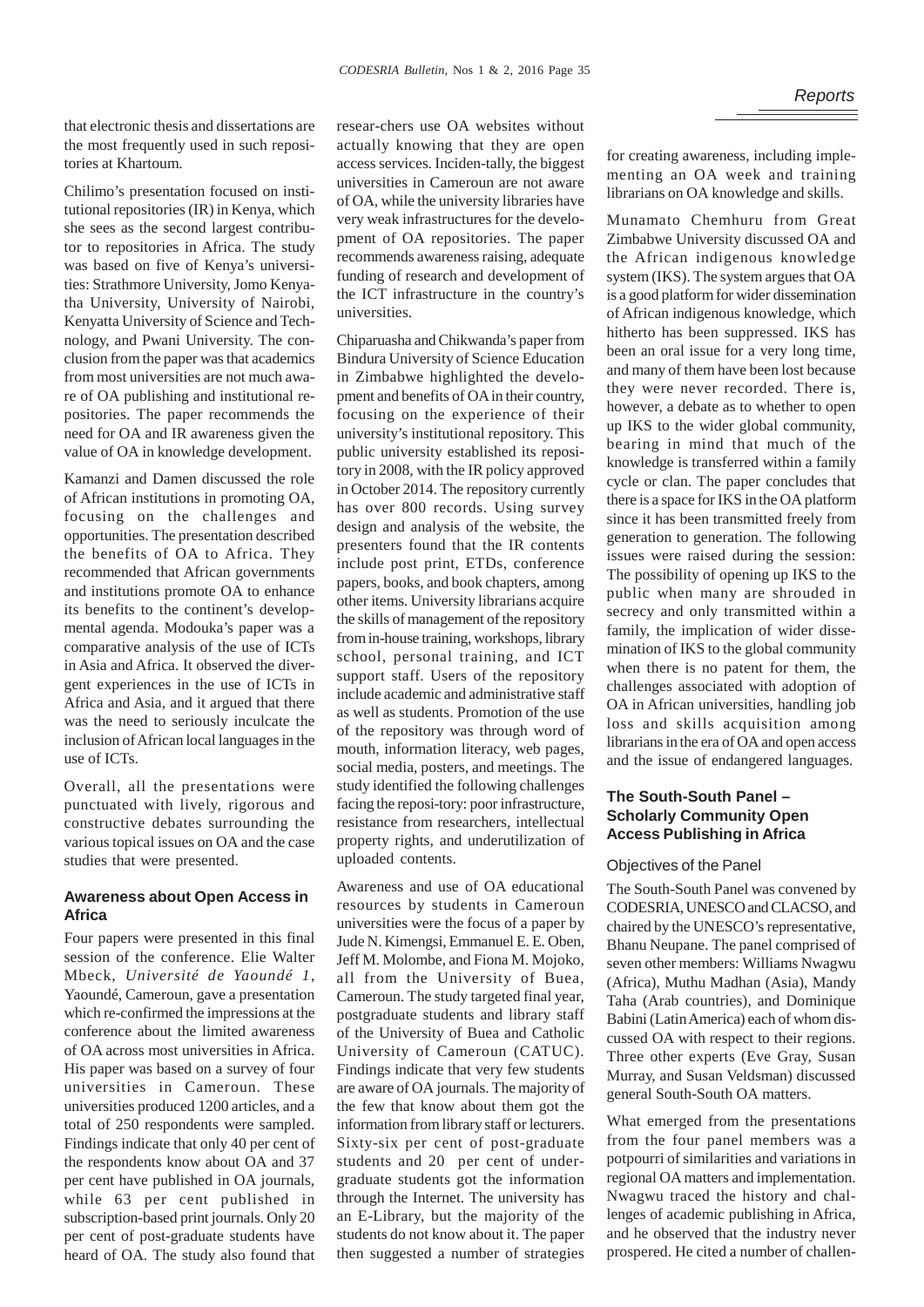that electronic thesis and dissertations are the most frequently used in such repositories at Khartoum.

Chilimo's presentation focused on institutional repositories (IR) in Kenya, which she sees as the second largest contributor to repositories in Africa. The study was based on five of Kenya's universities: Strathmore University, Jomo Kenyatha University, University of Nairobi, Kenyatta University of Science and Technology, and Pwani University. The conclusion from the paper was that academics from most universities are not much aware of OA publishing and institutional repositories. The paper recommends the need for OA and IR awareness given the value of OA in knowledge development.

Kamanzi and Damen discussed the role of African institutions in promoting OA, focusing on the challenges and opportunities. The presentation described the benefits of OA to Africa. They recommended that African governments and institutions promote OA to enhance its benefits to the continent's developmental agenda. Modouka's paper was a comparative analysis of the use of ICTs in Asia and Africa. It observed the divergent experiences in the use of ICTs in Africa and Asia, and it argued that there was the need to seriously inculcate the inclusion of African local languages in the use of ICTs.

Overall, all the presentations were punctuated with lively, rigorous and constructive debates surrounding the various topical issues on OA and the case studies that were presented.

### Awareness about Open Access in Africa

Four papers were presented in this final session of the conference. Elie Walter Mbeck, *Université de Yaoundé 1*, Yaoundé, Cameroun, gave a presentation which re-confirmed the impressions at the conference about the limited awareness of OA across most universities in Africa. His paper was based on a survey of four universities in Cameroun. These universities produced 1200 articles, and a total of 250 respondents were sampled. Findings indicate that only 40 per cent of the respondents know about OA and 37 per cent have published in OA journals, while 63 per cent published in subscription-based print journals. Only 20 per cent of post-graduate students have heard of OA. The study also found that resear-chers use OA websites without actually knowing that they are open access services. Inciden-tally, the biggest universities in Cameroun are not aware of OA, while the university libraries have very weak infrastructures for the development of OA repositories. The paper recommends awareness raising, adequate funding of research and development of the ICT infrastructure in the country's universities.

Chiparuasha and Chikwanda's paper from Bindura University of Science Education in Zimbabwe highlighted the development and benefits of OA in their country, focusing on the experience of their university's institutional repository. This public university established its repository in 2008, with the IR policy approved in October 2014. The repository currently has over 800 records. Using survey design and analysis of the website, the presenters found that the IR contents include post print, ETDs, conference papers, books, and book chapters, among other items. University librarians acquire the skills of management of the repository from in-house training, workshops, library school, personal training, and ICT support staff. Users of the repository include academic and administrative staff as well as students. Promotion of the use of the repository was through word of mouth, information literacy, web pages, social media, posters, and meetings. The study identified the following challenges facing the reposi-tory: poor infrastructure, resistance from researchers, intellectual property rights, and underutilization of uploaded contents.

Awareness and use of OA educational resources by students in Cameroun universities were the focus of a paper by Jude N. Kimengsi, Emmanuel E. E. Oben, Jeff M. Molombe, and Fiona M. Mojoko, all from the University of Buea, Cameroun. The study targeted final year, postgraduate students and library staff of the University of Buea and Catholic University of Cameroun (CATUC). Findings indicate that very few students are aware of OA journals. The majority of the few that know about them got the information from library staff or lecturers. Sixty-six per cent of post-graduate students and 20 per cent of undergraduate students got the information through the Internet. The university has an E-Library, but the majority of the students do not know about it. The paper then suggested a number of strategies for creating awareness, including implementing an OA week and training librarians on OA knowledge and skills.

Munamato Chemhuru from Great Zimbabwe University discussed OA and the African indigenous knowledge system (IKS). The system argues that OA is a good platform for wider dissemination of African indigenous knowledge, which hitherto has been suppressed. IKS has been an oral issue for a very long time, and many of them have been lost because they were never recorded. There is, however, a debate as to whether to open up IKS to the wider global community, bearing in mind that much of the knowledge is transferred within a family cycle or clan. The paper concludes that there is a space for IKS in the OA platform since it has been transmitted freely from generation to generation. The following issues were raised during the session: The possibility of opening up IKS to the public when many are shrouded in secrecy and only transmitted within a family, the implication of wider dissemination of IKS to the global community when there is no patent for them, the challenges associated with adoption of OA in African universities, handling job loss and skills acquisition among librarians in the era of OA and open access and the issue of endangered languages.

### The South-South Panel – Scholarly Community Open Access Publishing in Africa

#### Objectives of the Panel

The South-South Panel was convened by CODESRIA, UNESCO and CLACSO, and chaired by the UNESCO's representative, Bhanu Neupane. The panel comprised of seven other members: Williams Nwagwu (Africa), Muthu Madhan (Asia), Mandy Taha (Arab countries), and Dominique Babini (Latin America) each of whom discussed OA with respect to their regions. Three other experts (Eve Gray, Susan Murray, and Susan Veldsman) discussed general South-South OA matters.

What emerged from the presentations from the four panel members was a potpourri of similarities and variations in regional OA matters and implementation. Nwagwu traced the history and challenges of academic publishing in Africa, and he observed that the industry never prospered. He cited a number of challen-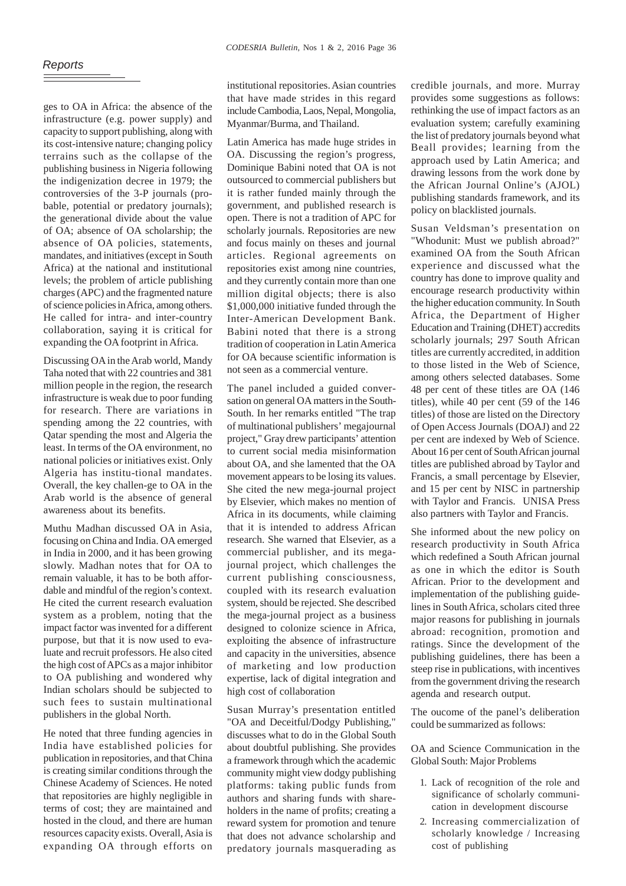ges to OA in Africa: the absence of the infrastructure (e.g. power supply) and capacity to support publishing, along with its cost-intensive nature; changing policy terrains such as the collapse of the publishing business in Nigeria following the indigenization decree in 1979; the controversies of the 3-P journals (probable, potential or predatory journals); the generational divide about the value of OA; absence of OA scholarship; the absence of OA policies, statements, mandates, and initiatives (except in South Africa) at the national and institutional levels; the problem of article publishing charges (APC) and the fragmented nature of science policies in Africa, among others. He called for intra- and inter-country collaboration, saying it is critical for expanding the OA footprint in Africa.

Discussing OA in the Arab world, Mandy Taha noted that with 22 countries and 381 million people in the region, the research infrastructure is weak due to poor funding for research. There are variations in spending among the 22 countries, with Qatar spending the most and Algeria the least. In terms of the OA environment, no national policies or initiatives exist. Only Algeria has institu-tional mandates. Overall, the key challen-ge to OA in the Arab world is the absence of general awareness about its benefits.

Muthu Madhan discussed OA in Asia, focusing on China and India. OA emerged in India in 2000, and it has been growing slowly. Madhan notes that for OA to remain valuable, it has to be both affordable and mindful of the region's context. He cited the current research evaluation system as a problem, noting that the impact factor was invented for a different purpose, but that it is now used to evaluate and recruit professors. He also cited the high cost of APCs as a major inhibitor to OA publishing and wondered why Indian scholars should be subjected to such fees to sustain multinational publishers in the global North.

He noted that three funding agencies in India have established policies for publication in repositories, and that China is creating similar conditions through the Chinese Academy of Sciences. He noted that repositories are highly negligible in terms of cost; they are maintained and hosted in the cloud, and there are human resources capacity exists. Overall, Asia is expanding OA through efforts on institutional repositories. Asian countries that have made strides in this regard include Cambodia, Laos, Nepal, Mongolia, Myanmar/Burma, and Thailand.

Latin America has made huge strides in OA. Discussing the region's progress, Dominique Babini noted that OA is not outsourced to commercial publishers but it is rather funded mainly through the government, and published research is open. There is not a tradition of APC for scholarly journals. Repositories are new and focus mainly on theses and journal articles. Regional agreements on repositories exist among nine countries, and they currently contain more than one million digital objects; there is also $1,000,000 initiative funded through the Inter-American Development Bank. Babini noted that there is a strong tradition of cooperation in Latin America for OA because scientific information is not seen as a commercial venture.

The panel included a guided conversation on general OA matters in the South-South. In her remarks entitled "The trap of multinational publishers' megajournal project," Gray drew participants' attention to current social media misinformation about OA, and she lamented that the OA movement appears to be losing its values. She cited the new mega-journal project by Elsevier, which makes no mention of Africa in its documents, while claiming that it is intended to address African research. She warned that Elsevier, as a commercial publisher, and its mega-journal project, which challenges the current publishing consciousness, coupled with its research evaluation system, should be rejected. She described the mega-journal project as a business designed to colonize science in Africa, exploiting the absence of infrastructure and capacity in the universities, absence of marketing and low production expertise, lack of digital integration and high cost of collaboration

Susan Murray's presentation entitled "OA and Deceitful/Dodgy Publishing," discusses what to do in the Global South about doubtful publishing. She provides a framework through which the academic community might view dodgy publishing platforms: taking public funds from authors and sharing funds with shareholders in the name of profits; creating a reward system for promotion and tenure that does not advance scholarship and predatory journals masquerading as credible journals, and more. Murray provides some suggestions as follows: rethinking the use of impact factors as an evaluation system; carefully examining the list of predatory journals beyond what Beall provides; learning from the approach used by Latin America; and drawing lessons from the work done by the African Journal Online's (AJOL) publishing standards framework, and its policy on blacklisted journals.

Susan Veldsman's presentation on "Whodunit: Must we publish abroad?" examined OA from the South African experience and discussed what the country has done to improve quality and encourage research productivity within the higher education community. In South Africa, the Department of Higher Education and Training (DHET) accredits scholarly journals; 297 South African titles are currently accredited, in addition to those listed in the Web of Science, among others selected databases. Some 48 per cent of these titles are OA (146 titles), while 40 per cent (59 of the 146 titles) of those are listed on the Directory of Open Access Journals (DOAJ) and 22 per cent are indexed by Web of Science. About 16 per cent of South African journal titles are published abroad by Taylor and Francis, a small percentage by Elsevier, and 15 per cent by NISC in partnership with Taylor and Francis. UNISA Press also partners with Taylor and Francis.

She informed about the new policy on research productivity in South Africa which redefined a South African journal as one in which the editor is South African. Prior to the development and implementation of the publishing guidelines in South Africa, scholars cited three major reasons for publishing in journals abroad: recognition, promotion and ratings. Since the development of the publishing guidelines, there has been a steep rise in publications, with incentives from the government driving the research agenda and research output.

The oucome of the panel's deliberation could be summarized as follows:

OA and Science Communication in the Global South: Major Problems

1. Lack of recognition of the role and significance of scholarly communication in development discourse
2. Increasing commercialization of scholarly knowledge / Increasing cost of publishing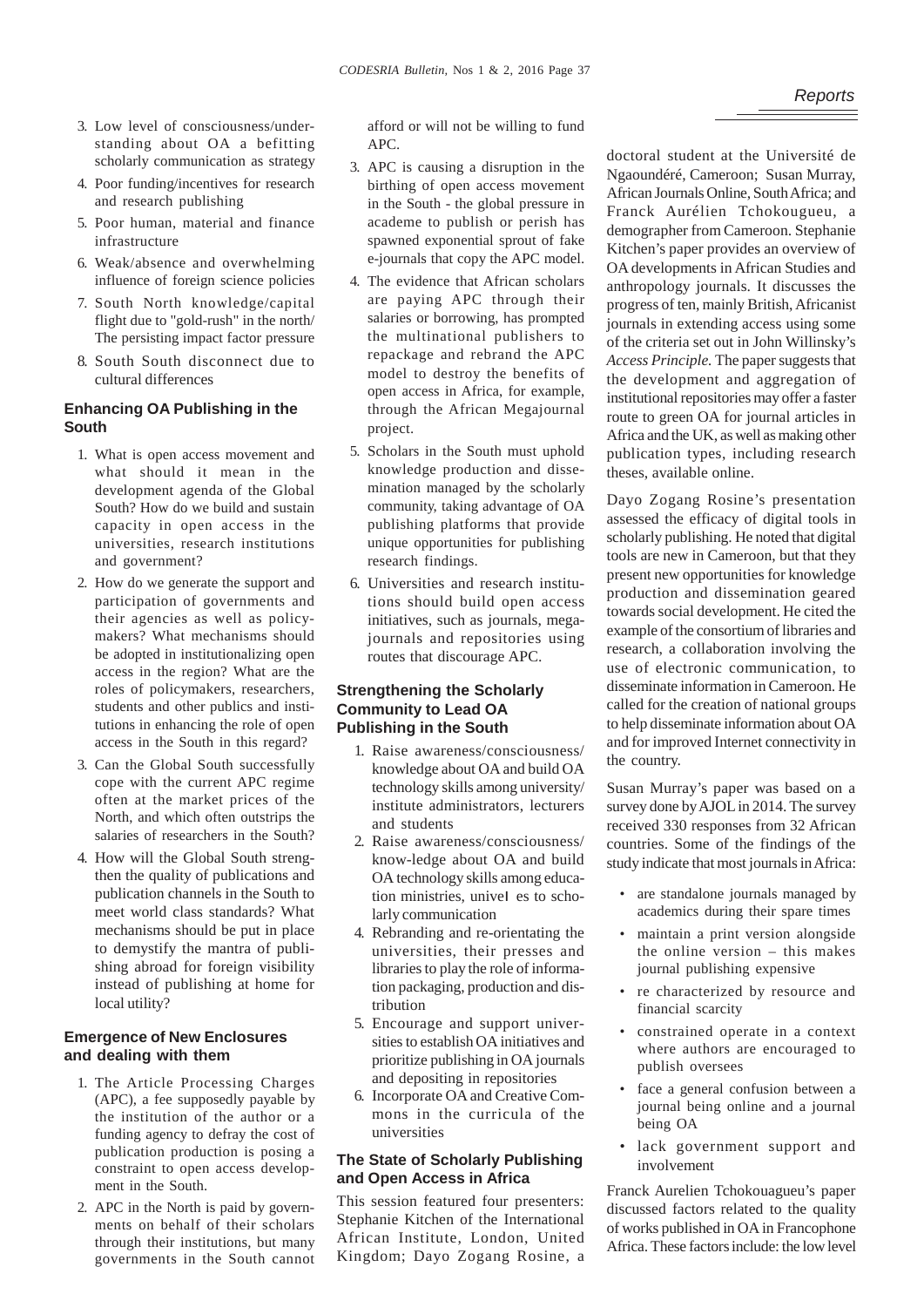3. Low level of consciousness/understanding about OA a befitting scholarly communication as strategy
4. Poor funding/incentives for research and research publishing
5. Poor human, material and finance infrastructure
6. Weak/absence and overwhelming influence of foreign science policies
7. South North knowledge/capital flight due to "gold-rush" in the north/ The persisting impact factor pressure
8. South South disconnect due to cultural differences

### Enhancing OA Publishing in the South

1. What is open access movement and what should it mean in the development agenda of the Global South? How do we build and sustain capacity in open access in the universities, research institutions and government?
2. How do we generate the support and participation of governments and their agencies as well as policy-makers? What mechanisms should be adopted in institutionalizing open access in the region? What are the roles of policymakers, researchers, students and other publics and institutions in enhancing the role of open access in the South in this regard?
3. Can the Global South successfully cope with the current APC regime often at the market prices of the North, and which often outstrips the salaries of researchers in the South?
4. How will the Global South strengthen the quality of publications and publication channels in the South to meet world class standards? What mechanisms should be put in place to demystify the mantra of publishing abroad for foreign visibility instead of publishing at home for local utility?

### Emergence of New Enclosures and dealing with them

1. The Article Processing Charges (APC), a fee supposedly payable by the institution of the author or a funding agency to defray the cost of publication production is posing a constraint to open access development in the South.
2. APC in the North is paid by governments on behalf of their scholars through their institutions, but many governments in the South cannot afford or will not be willing to fund APC.
3. APC is causing a disruption in the birthing of open access movement in the South - the global pressure in academe to publish or perish has spawned exponential sprout of fake e-journals that copy the APC model.
4. The evidence that African scholars are paying APC through their salaries or borrowing, has prompted the multinational publishers to repackage and rebrand the APC model to destroy the benefits of open access in Africa, for example, through the African Megajournal project.
5. Scholars in the South must uphold knowledge production and dissemination managed by the scholarly community, taking advantage of OA publishing platforms that provide unique opportunities for publishing research findings.
6. Universities and research institutions should build open access initiatives, such as journals, mega-journals and repositories using routes that discourage APC.

### Strengthening the Scholarly Community to Lead OA Publishing in the South

1. Raise awareness/consciousness/ knowledge about OA and build OA technology skills among university/ institute administrators, lecturers and students
2. Raise awareness/consciousness/ know-ledge about OA and build OA technology skills among education ministries, univeI es to scholarly communication
4. Rebranding and re-orientating the universities, their presses and libraries to play the role of information packaging, production and distribution
5. Encourage and support universities to establish OA initiatives and prioritize publishing in OA journals and depositing in repositories
6. Incorporate OA and Creative Commons in the curricula of the universities

### The State of Scholarly Publishing and Open Access in Africa

This session featured four presenters: Stephanie Kitchen of the International African Institute, London, United Kingdom; Dayo Zogang Rosine, a doctoral student at the Université de Ngaoundéré, Cameroon; Susan Murray, African Journals Online, South Africa; and Franck Aurélien Tchokougueu, a demographer from Cameroon. Stephanie Kitchen's paper provides an overview of OA developments in African Studies and anthropology journals. It discusses the progress of ten, mainly British, Africanist journals in extending access using some of the criteria set out in John Willinsky's *Access Principle.* The paper suggests that the development and aggregation of institutional repositories may offer a faster route to green OA for journal articles in Africa and the UK, as well as making other publication types, including research theses, available online.

Dayo Zogang Rosine's presentation assessed the efficacy of digital tools in scholarly publishing. He noted that digital tools are new in Cameroon, but that they present new opportunities for knowledge production and dissemination geared towards social development. He cited the example of the consortium of libraries and research, a collaboration involving the use of electronic communication, to disseminate information in Cameroon. He called for the creation of national groups to help disseminate information about OA and for improved Internet connectivity in the country.

Susan Murray's paper was based on a survey done by AJOL in 2014. The survey received 330 responses from 32 African countries. Some of the findings of the study indicate that most journals in Africa:

- are standalone journals managed by academics during their spare times
- maintain a print version alongside the online version – this makes journal publishing expensive
- re characterized by resource and financial scarcity
- constrained operate in a context where authors are encouraged to publish oversees
- face a general confusion between a journal being online and a journal being OA
- lack government support and involvement

Franck Aurelien Tchokouagueu's paper discussed factors related to the quality of works published in OA in Francophone Africa. These factors include: the low level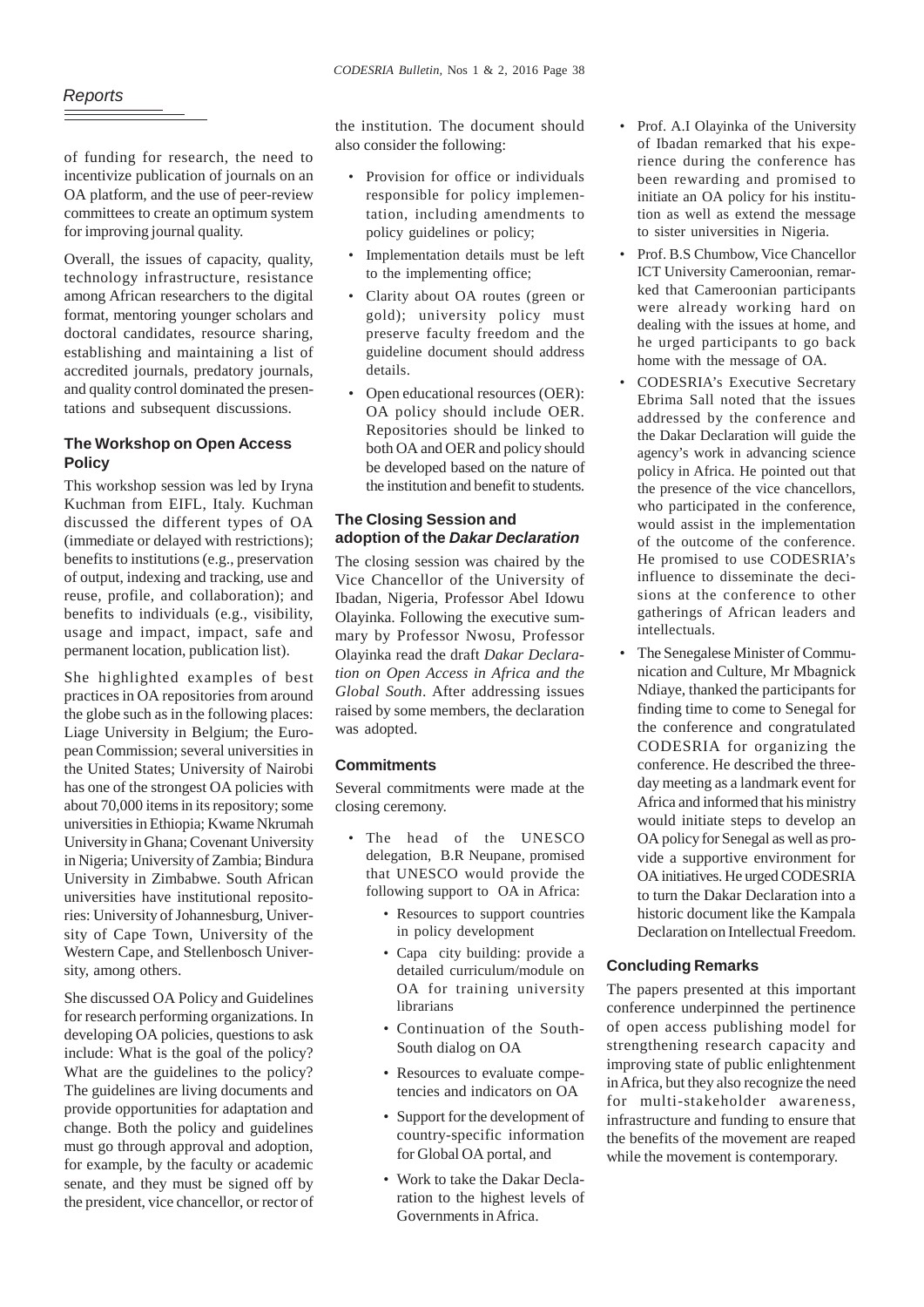of funding for research, the need to incentivize publication of journals on an OA platform, and the use of peer-review committees to create an optimum system for improving journal quality.

Overall, the issues of capacity, quality, technology infrastructure, resistance among African researchers to the digital format, mentoring younger scholars and doctoral candidates, resource sharing, establishing and maintaining a list of accredited journals, predatory journals, and quality control dominated the presentations and subsequent discussions.

### The Workshop on Open Access Policy

This workshop session was led by Iryna Kuchman from EIFL, Italy. Kuchman discussed the different types of OA (immediate or delayed with restrictions); benefits to institutions (e.g., preservation of output, indexing and tracking, use and reuse, profile, and collaboration); and benefits to individuals (e.g., visibility, usage and impact, impact, safe and permanent location, publication list).

She highlighted examples of best practices in OA repositories from around the globe such as in the following places: Liage University in Belgium; the European Commission; several universities in the United States; University of Nairobi has one of the strongest OA policies with about 70,000 items in its repository; some universities in Ethiopia; Kwame Nkrumah University in Ghana; Covenant University in Nigeria; University of Zambia; Bindura University in Zimbabwe. South African universities have institutional repositories: University of Johannesburg, University of Cape Town, University of the Western Cape, and Stellenbosch University, among others.

She discussed OA Policy and Guidelines for research performing organizations. In developing OA policies, questions to ask include: What is the goal of the policy? What are the guidelines to the policy? The guidelines are living documents and provide opportunities for adaptation and change. Both the policy and guidelines must go through approval and adoption, for example, by the faculty or academic senate, and they must be signed off by the president, vice chancellor, or rector of the institution. The document should also consider the following:

- Provision for office or individuals responsible for policy implementation, including amendments to policy guidelines or policy;
- Implementation details must be left to the implementing office;
- Clarity about OA routes (green or gold); university policy must preserve faculty freedom and the guideline document should address details.
- Open educational resources (OER): OA policy should include OER. Repositories should be linked to both OA and OER and policy should be developed based on the nature of the institution and benefit to students.

### The Closing Session and adoption of the *Dakar Declaration*

The closing session was chaired by the Vice Chancellor of the University of Ibadan, Nigeria, Professor Abel Idowu Olayinka. Following the executive summary by Professor Nwosu, Professor Olayinka read the draft *Dakar Declaration on Open Access in Africa and the Global South*. After addressing issues raised by some members, the declaration was adopted.

### Commitments

Several commitments were made at the closing ceremony.

- The head of the UNESCO delegation, B.R Neupane, promised that UNESCO would provide the following support to OA in Africa:
  - Resources to support countries in policy development
  - Capa city building: provide a detailed curriculum/module on OA for training university librarians
  - Continuation of the South-South dialog on OA
  - Resources to evaluate competencies and indicators on OA
  - Support for the development of country-specific information for Global OA portal, and
  - Work to take the Dakar Declaration to the highest levels of Governments in Africa.
- Prof. A.I Olayinka of the University of Ibadan remarked that his experience during the conference has been rewarding and promised to initiate an OA policy for his institution as well as extend the message to sister universities in Nigeria.
- Prof. B.S Chumbow, Vice Chancellor ICT University Cameroonian, remarked that Cameroonian participants were already working hard on dealing with the issues at home, and he urged participants to go back home with the message of OA.
- CODESRIA's Executive Secretary Ebrima Sall noted that the issues addressed by the conference and the Dakar Declaration will guide the agency's work in advancing science policy in Africa. He pointed out that the presence of the vice chancellors, who participated in the conference, would assist in the implementation of the outcome of the conference. He promised to use CODESRIA's influence to disseminate the decisions at the conference to other gatherings of African leaders and intellectuals.
- The Senegalese Minister of Communication and Culture, Mr Mbagnick Ndiaye, thanked the participants for finding time to come to Senegal for the conference and congratulated CODESRIA for organizing the conference. He described the three-day meeting as a landmark event for Africa and informed that his ministry would initiate steps to develop an OA policy for Senegal as well as provide a supportive environment for OA initiatives. He urged CODESRIA to turn the Dakar Declaration into a historic document like the Kampala Declaration on Intellectual Freedom.

### Concluding Remarks

The papers presented at this important conference underpinned the pertinence of open access publishing model for strengthening research capacity and improving state of public enlightenment in Africa, but they also recognize the need for multi-stakeholder awareness, infrastructure and funding to ensure that the benefits of the movement are reaped while the movement is contemporary.